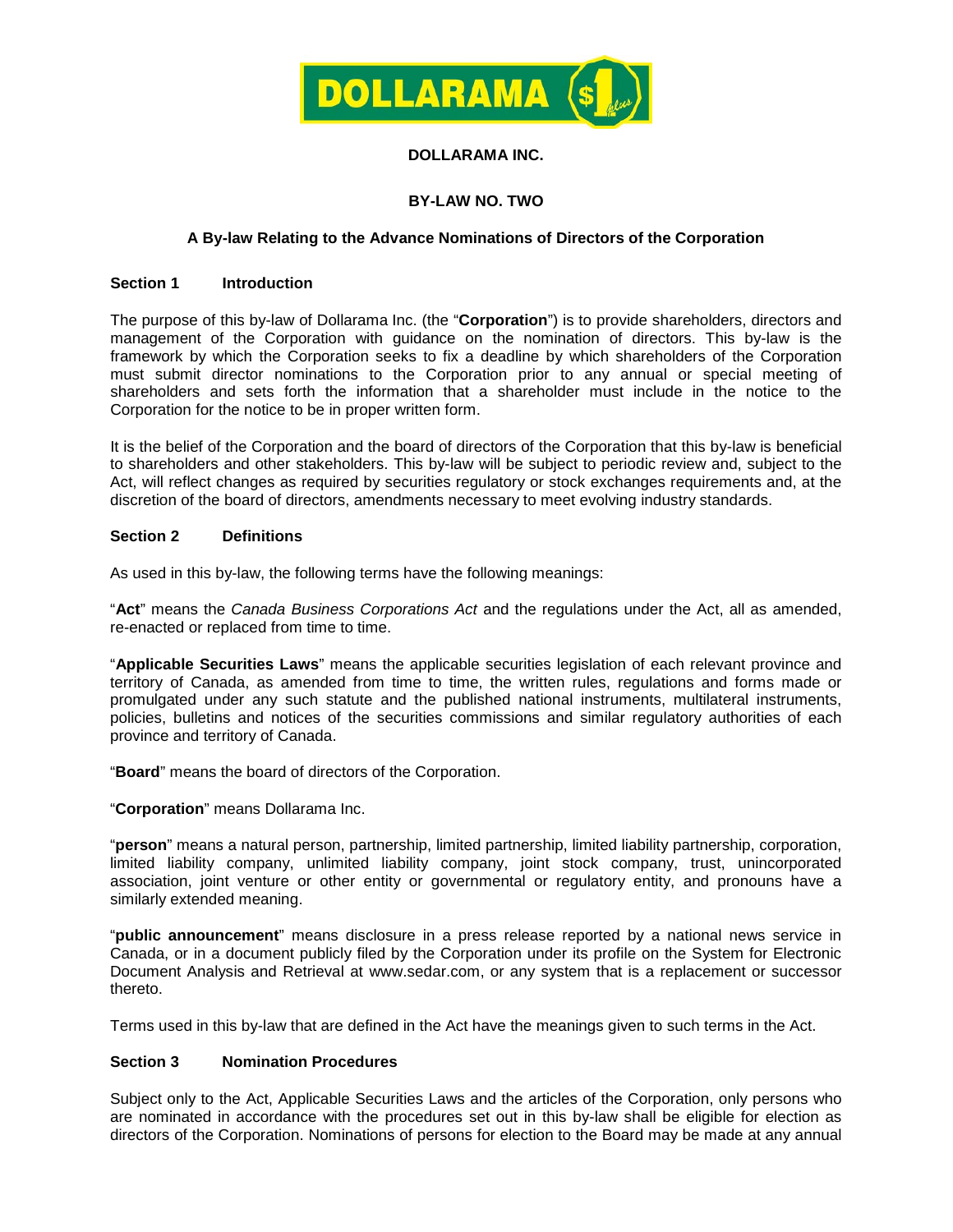**DOLLARAMA INC.**

**BY-LAW NO. TWO**

**A By-law Relating to the Advance Nominations of Directors of the Corporation**

## Section 1 Introduction

The purpose of this by-law of Dollarama Inc. (the "**Corporation**") is to provide shareholders, directors and management of the Corporation with guidance on the nomination of directors. This by-law is the framework by which the Corporation seeks to fix a deadline by which shareholders of the Corporation must submit director nominations to the Corporation prior to any annual or special meeting of shareholders and sets forth the information that a shareholder must include in the notice to the Corporation for the notice to be in proper written form.

It is the belief of the Corporation and the board of directors of the Corporation that this by-law is beneficial to shareholders and other stakeholders. This by-law will be subject to periodic review and, subject to the Act, will reflect changes as required by securities regulatory or stock exchanges requirements and, at the discretion of the board of directors, amendments necessary to meet evolving industry standards.

## Section 2 Definitions

As used in this by-law, the following terms have the following meanings:

"**Act**" means the *Canada Business Corporations Act* and the regulations under the Act, all as amended, re-enacted or replaced from time to time.

"**Applicable Securities Laws**" means the applicable securities legislation of each relevant province and territory of Canada, as amended from time to time, the written rules, regulations and forms made or promulgated under any such statute and the published national instruments, multilateral instruments, policies, bulletins and notices of the securities commissions and similar regulatory authorities of each province and territory of Canada.

"**Board**" means the board of directors of the Corporation.

"**Corporation**" means Dollarama Inc.

"**person**" means a natural person, partnership, limited partnership, limited liability partnership, corporation, limited liability company, unlimited liability company, joint stock company, trust, unincorporated association, joint venture or other entity or governmental or regulatory entity, and pronouns have a similarly extended meaning.

"**public announcement**" means disclosure in a press release reported by a national news service in Canada, or in a document publicly filed by the Corporation under its profile on the System for Electronic Document Analysis and Retrieval at www.sedar.com, or any system that is a replacement or successor thereto.

Terms used in this by-law that are defined in the Act have the meanings given to such terms in the Act.

## Section 3 Nomination Procedures

Subject only to the Act, Applicable Securities Laws and the articles of the Corporation, only persons who are nominated in accordance with the procedures set out in this by-law shall be eligible for election as directors of the Corporation. Nominations of persons for election to the Board may be made at any annual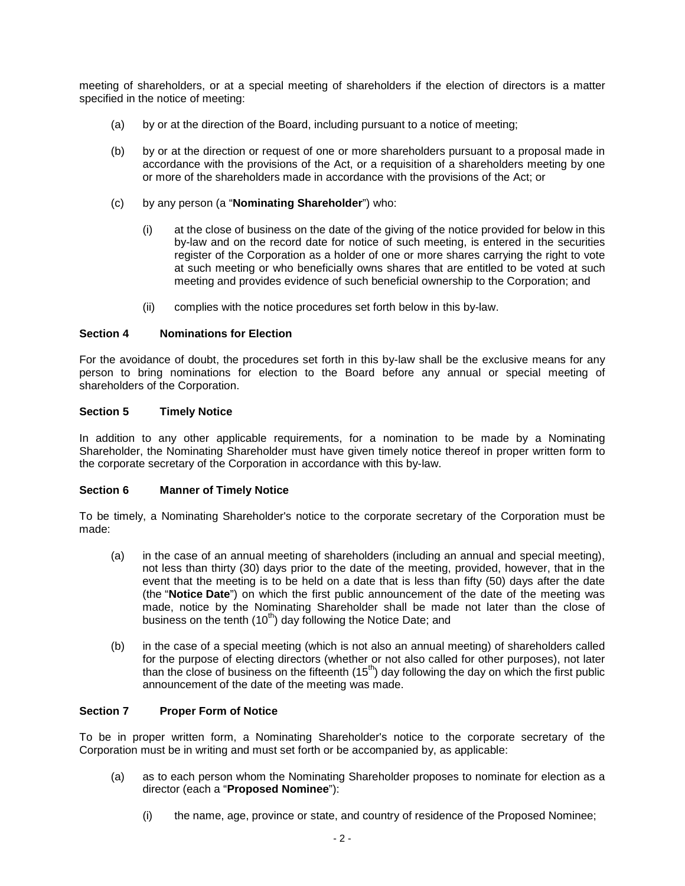meeting of shareholders, or at a special meeting of shareholders if the election of directors is a matter specified in the notice of meeting:

(a) by or at the direction of the Board, including pursuant to a notice of meeting;

(b) by or at the direction or request of one or more shareholders pursuant to a proposal made in accordance with the provisions of the Act, or a requisition of a shareholders meeting by one or more of the shareholders made in accordance with the provisions of the Act; or

(c) by any person (a "**Nominating Shareholder**") who:

  (i) at the close of business on the date of the giving of the notice provided for below in this by-law and on the record date for notice of such meeting, is entered in the securities register of the Corporation as a holder of one or more shares carrying the right to vote at such meeting or who beneficially owns shares that are entitled to be voted at such meeting and provides evidence of such beneficial ownership to the Corporation; and

  (ii) complies with the notice procedures set forth below in this by-law.

### Section 4 Nominations for Election

For the avoidance of doubt, the procedures set forth in this by-law shall be the exclusive means for any person to bring nominations for election to the Board before any annual or special meeting of shareholders of the Corporation.

### Section 5 Timely Notice

In addition to any other applicable requirements, for a nomination to be made by a Nominating Shareholder, the Nominating Shareholder must have given timely notice thereof in proper written form to the corporate secretary of the Corporation in accordance with this by-law.

### Section 6 Manner of Timely Notice

To be timely, a Nominating Shareholder's notice to the corporate secretary of the Corporation must be made:

(a) in the case of an annual meeting of shareholders (including an annual and special meeting), not less than thirty (30) days prior to the date of the meeting, provided, however, that in the event that the meeting is to be held on a date that is less than fifty (50) days after the date (the "**Notice Date**") on which the first public announcement of the date of the meeting was made, notice by the Nominating Shareholder shall be made not later than the close of business on the tenth (10th) day following the Notice Date; and

(b) in the case of a special meeting (which is not also an annual meeting) of shareholders called for the purpose of electing directors (whether or not also called for other purposes), not later than the close of business on the fifteenth (15th) day following the day on which the first public announcement of the date of the meeting was made.

### Section 7 Proper Form of Notice

To be in proper written form, a Nominating Shareholder's notice to the corporate secretary of the Corporation must be in writing and must set forth or be accompanied by, as applicable:

(a) as to each person whom the Nominating Shareholder proposes to nominate for election as a director (each a "**Proposed Nominee**"):

  (i) the name, age, province or state, and country of residence of the Proposed Nominee;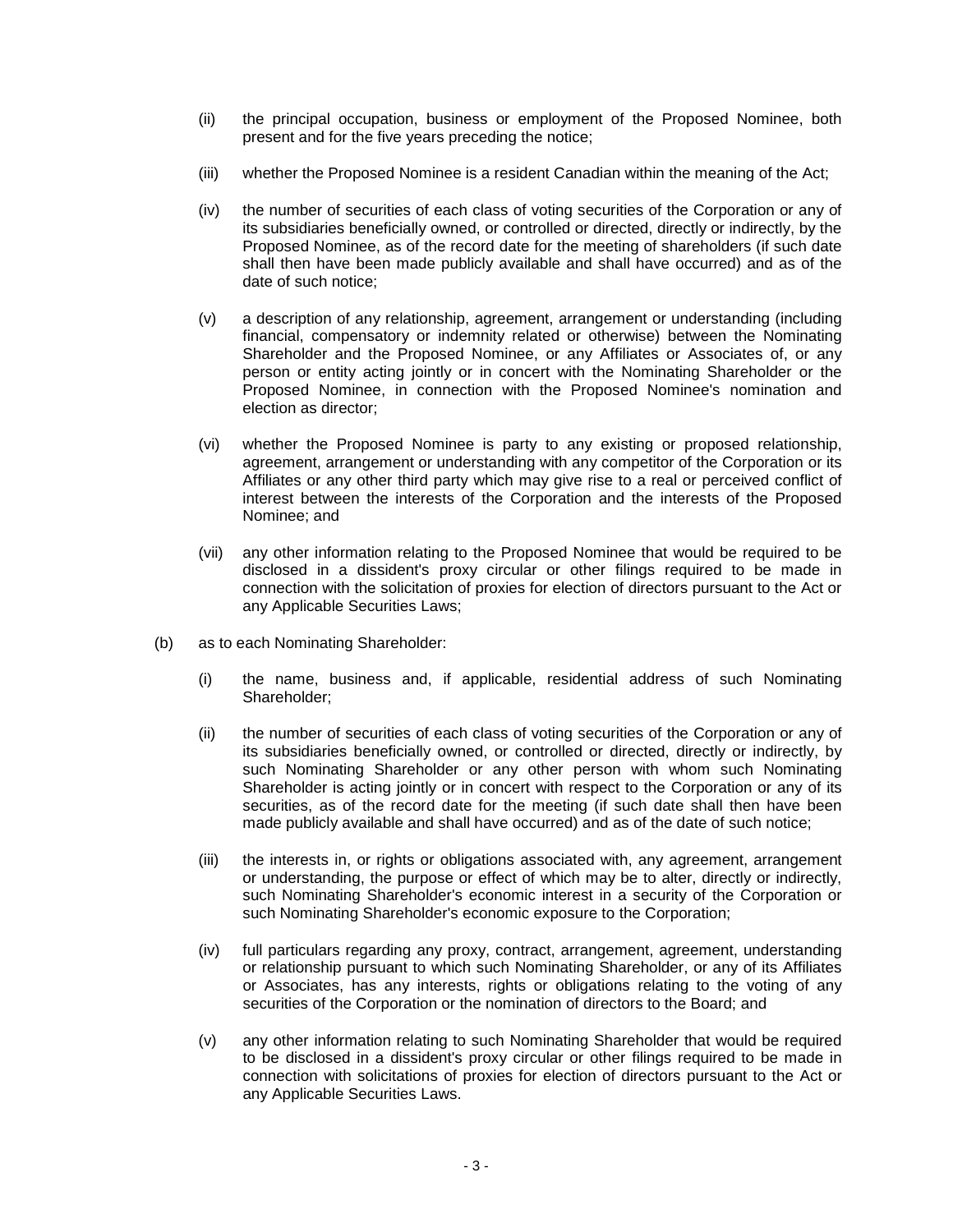(ii) the principal occupation, business or employment of the Proposed Nominee, both present and for the five years preceding the notice;

(iii) whether the Proposed Nominee is a resident Canadian within the meaning of the Act;

(iv) the number of securities of each class of voting securities of the Corporation or any of its subsidiaries beneficially owned, or controlled or directed, directly or indirectly, by the Proposed Nominee, as of the record date for the meeting of shareholders (if such date shall then have been made publicly available and shall have occurred) and as of the date of such notice;

(v) a description of any relationship, agreement, arrangement or understanding (including financial, compensatory or indemnity related or otherwise) between the Nominating Shareholder and the Proposed Nominee, or any Affiliates or Associates of, or any person or entity acting jointly or in concert with the Nominating Shareholder or the Proposed Nominee, in connection with the Proposed Nominee's nomination and election as director;

(vi) whether the Proposed Nominee is party to any existing or proposed relationship, agreement, arrangement or understanding with any competitor of the Corporation or its Affiliates or any other third party which may give rise to a real or perceived conflict of interest between the interests of the Corporation and the interests of the Proposed Nominee; and

(vii) any other information relating to the Proposed Nominee that would be required to be disclosed in a dissident's proxy circular or other filings required to be made in connection with the solicitation of proxies for election of directors pursuant to the Act or any Applicable Securities Laws;

(b) as to each Nominating Shareholder:

(i) the name, business and, if applicable, residential address of such Nominating Shareholder;

(ii) the number of securities of each class of voting securities of the Corporation or any of its subsidiaries beneficially owned, or controlled or directed, directly or indirectly, by such Nominating Shareholder or any other person with whom such Nominating Shareholder is acting jointly or in concert with respect to the Corporation or any of its securities, as of the record date for the meeting (if such date shall then have been made publicly available and shall have occurred) and as of the date of such notice;

(iii) the interests in, or rights or obligations associated with, any agreement, arrangement or understanding, the purpose or effect of which may be to alter, directly or indirectly, such Nominating Shareholder's economic interest in a security of the Corporation or such Nominating Shareholder's economic exposure to the Corporation;

(iv) full particulars regarding any proxy, contract, arrangement, agreement, understanding or relationship pursuant to which such Nominating Shareholder, or any of its Affiliates or Associates, has any interests, rights or obligations relating to the voting of any securities of the Corporation or the nomination of directors to the Board; and

(v) any other information relating to such Nominating Shareholder that would be required to be disclosed in a dissident's proxy circular or other filings required to be made in connection with solicitations of proxies for election of directors pursuant to the Act or any Applicable Securities Laws.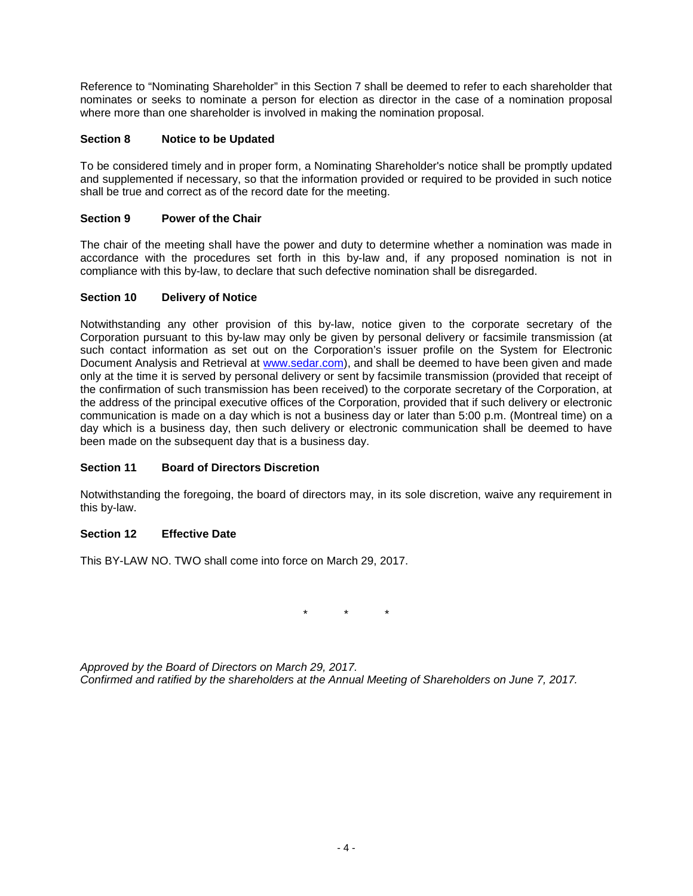Reference to "Nominating Shareholder" in this Section 7 shall be deemed to refer to each shareholder that nominates or seeks to nominate a person for election as director in the case of a nomination proposal where more than one shareholder is involved in making the nomination proposal.

### Section 8 Notice to be Updated

To be considered timely and in proper form, a Nominating Shareholder's notice shall be promptly updated and supplemented if necessary, so that the information provided or required to be provided in such notice shall be true and correct as of the record date for the meeting.

### Section 9 Power of the Chair

The chair of the meeting shall have the power and duty to determine whether a nomination was made in accordance with the procedures set forth in this by-law and, if any proposed nomination is not in compliance with this by-law, to declare that such defective nomination shall be disregarded.

### Section 10 Delivery of Notice

Notwithstanding any other provision of this by-law, notice given to the corporate secretary of the Corporation pursuant to this by-law may only be given by personal delivery or facsimile transmission (at such contact information as set out on the Corporation's issuer profile on the System for Electronic Document Analysis and Retrieval at www.sedar.com), and shall be deemed to have been given and made only at the time it is served by personal delivery or sent by facsimile transmission (provided that receipt of the confirmation of such transmission has been received) to the corporate secretary of the Corporation, at the address of the principal executive offices of the Corporation, provided that if such delivery or electronic communication is made on a day which is not a business day or later than 5:00 p.m. (Montreal time) on a day which is a business day, then such delivery or electronic communication shall be deemed to have been made on the subsequent day that is a business day.

### Section 11 Board of Directors Discretion

Notwithstanding the foregoing, the board of directors may, in its sole discretion, waive any requirement in this by-law.

### Section 12 Effective Date

This BY-LAW NO. TWO shall come into force on March 29, 2017.

* * *

*Approved by the Board of Directors on March 29, 2017.*
*Confirmed and ratified by the shareholders at the Annual Meeting of Shareholders on June 7, 2017.*